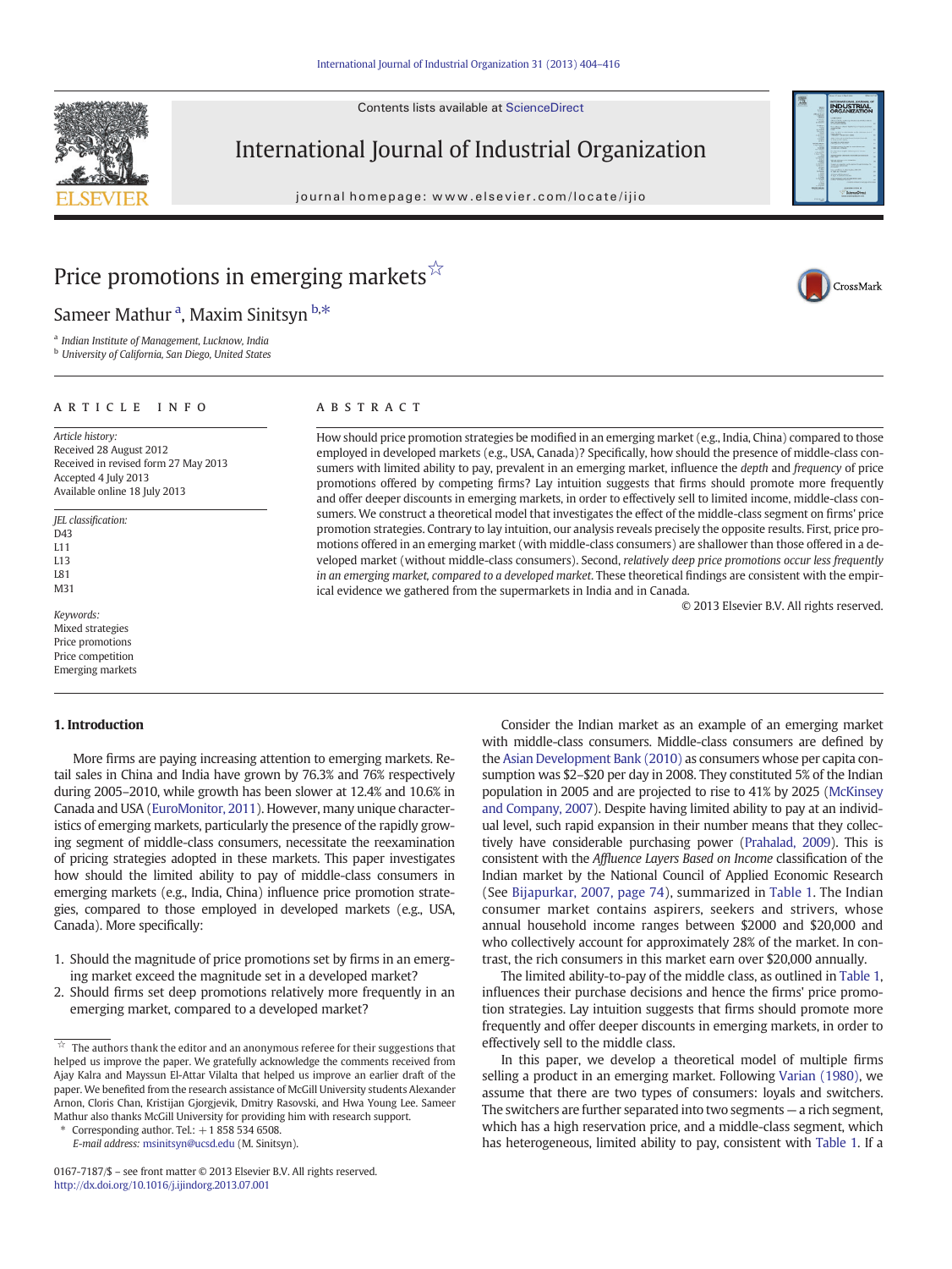# Price promotions in emerging markets☆

Sameer Mathur [a], Maxim Sinitsyn [b,*]

[a] Indian Institute of Management, Lucknow, India
[b] University of California, San Diego, United States

## ARTICLE INFO

*Article history:*
Received 28 August 2012
Received in revised form 27 May 2013
Accepted 4 July 2013
Available online 18 July 2013

*JEL classification:*
D43
L11
L13
L81
M31

*Keywords:*
Mixed strategies
Price promotions
Price competition
Emerging markets

## ABSTRACT

How should price promotion strategies be modified in an emerging market (e.g., India, China) compared to those employed in developed markets (e.g., USA, Canada)? Specifically, how should the presence of middle-class consumers with limited ability to pay, prevalent in an emerging market, influence the *depth* and *frequency* of price promotions offered by competing firms? Lay intuition suggests that firms should promote more frequently and offer deeper discounts in emerging markets, in order to effectively sell to limited income, middle-class consumers. We construct a theoretical model that investigates the effect of the middle-class segment on firms' price promotion strategies. Contrary to lay intuition, our analysis reveals precisely the opposite results. First, price promotions offered in an emerging market (with middle-class consumers) are shallower than those offered in a developed market (without middle-class consumers). Second, *relatively deep price promotions occur less frequently in an emerging market, compared to a developed market*. These theoretical findings are consistent with the empirical evidence we gathered from the supermarkets in India and in Canada.

© 2013 Elsevier B.V. All rights reserved.

## 1. Introduction

More firms are paying increasing attention to emerging markets. Retail sales in China and India have grown by 76.3% and 76% respectively during 2005–2010, while growth has been slower at 12.4% and 10.6% in Canada and USA (EuroMonitor, 2011). However, many unique characteristics of emerging markets, particularly the presence of the rapidly growing segment of middle-class consumers, necessitate the reexamination of pricing strategies adopted in these markets. This paper investigates how should the limited ability to pay of middle-class consumers in emerging markets (e.g., India, China) influence price promotion strategies, compared to those employed in developed markets (e.g., USA, Canada). More specifically:

1. Should the magnitude of price promotions set by firms in an emerging market exceed the magnitude set in a developed market?
2. Should firms set deep promotions relatively more frequently in an emerging market, compared to a developed market?

Consider the Indian market as an example of an emerging market with middle-class consumers. Middle-class consumers are defined by the Asian Development Bank (2010) as consumers whose per capita consumption was \$2–\$20 per day in 2008. They constituted 5% of the Indian population in 2005 and are projected to rise to 41% by 2025 (McKinsey and Company, 2007). Despite having limited ability to pay at an individual level, such rapid expansion in their number means that they collectively have considerable purchasing power (Prahalad, 2009). This is consistent with the *Affluence Layers Based on Income* classification of the Indian market by the National Council of Applied Economic Research (See Bijapurkar, 2007, page 74), summarized in Table 1. The Indian consumer market contains aspirers, seekers and strivers, whose annual household income ranges between \$2000 and \$20,000 and who collectively account for approximately 28% of the market. In contrast, the rich consumers in this market earn over \$20,000 annually.

The limited ability-to-pay of the middle class, as outlined in Table 1, influences their purchase decisions and hence the firms' price promotion strategies. Lay intuition suggests that firms should promote more frequently and offer deeper discounts in emerging markets, in order to effectively sell to the middle class.

In this paper, we develop a theoretical model of multiple firms selling a product in an emerging market. Following Varian (1980), we assume that there are two types of consumers: loyals and switchers. The switchers are further separated into two segments — a rich segment, which has a high reservation price, and a middle-class segment, which has heterogeneous, limited ability to pay, consistent with Table 1. If a

---

☆ The authors thank the editor and an anonymous referee for their suggestions that helped us improve the paper. We gratefully acknowledge the comments received from Ajay Kalra and Mayssun El-Attar Vilalta that helped us improve an earlier draft of the paper. We benefited from the research assistance of McGill University students Alexander Arnon, Cloris Chan, Kristijan Gjorgjevik, Dmitry Rasovski, and Hwa Young Lee. Sameer Mathur also thanks McGill University for providing him with research support.

\* Corresponding author. Tel.: +1 858 534 6508.
*E-mail address:* msinitsyn@ucsd.edu (M. Sinitsyn).

0167-7187/\$ – see front matter © 2013 Elsevier B.V. All rights reserved.
http://dx.doi.org/10.1016/j.ijindorg.2013.07.001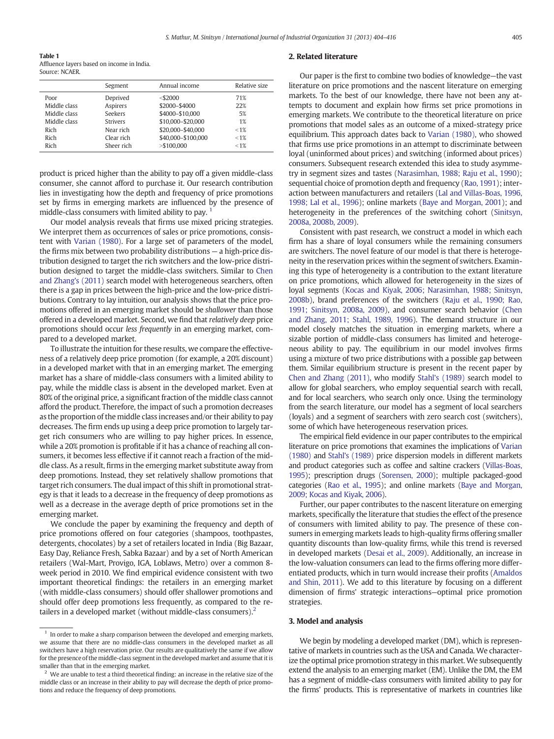**Table 1**
Affluence layers based on income in India.
Source: NCAER.

| | Segment | Annual income | Relative size |
|---|---|---|---|
| Poor | Deprived | <$2000 | 71% |
| Middle class | Aspirers | $2000–$4000 | 22% |
| Middle class | Seekers | $4000–$10,000 | 5% |
| Middle class | Strivers | $10,000–$20,000 | 1% |
| Rich | Near rich | $20,000–$40,000 | <1% |
| Rich | Clear rich | $40,000–$100,000 | <1% |
| Rich | Sheer rich | >$100,000 | <1% |

product is priced higher than the ability to pay off a given middle-class consumer, she cannot afford to purchase it. Our research contribution lies in investigating how the depth and frequency of price promotions set by firms in emerging markets are influenced by the presence of middle-class consumers with limited ability to pay. [1]

Our model analysis reveals that firms use mixed pricing strategies. We interpret them as occurrences of sales or price promotions, consistent with Varian (1980). For a large set of parameters of the model, the firms mix between two probability distributions — a high-price distribution designed to target the rich switchers and the low-price distribution designed to target the middle-class switchers. Similar to Chen and Zhang's (2011) search model with heterogeneous searchers, often there is a gap in prices between the high-price and the low-price distributions. Contrary to lay intuition, our analysis shows that the price promotions offered in an emerging market should be *shallower* than those offered in a developed market. Second, we find that *relatively deep* price promotions should occur *less frequently* in an emerging market, compared to a developed market.

To illustrate the intuition for these results, we compare the effectiveness of a relatively deep price promotion (for example, a 20% discount) in a developed market with that in an emerging market. The emerging market has a share of middle-class consumers with a limited ability to pay, while the middle class is absent in the developed market. Even at 80% of the original price, a significant fraction of the middle class cannot afford the product. Therefore, the impact of such a promotion decreases as the proportion of the middle class increases and/or their ability to pay decreases. The firm ends up using a deep price promotion to largely target rich consumers who are willing to pay higher prices. In essence, while a 20% promotion is profitable if it has a chance of reaching all consumers, it becomes less effective if it cannot reach a fraction of the middle class. As a result, firms in the emerging market substitute away from deep promotions. Instead, they set relatively shallow promotions that target rich consumers. The dual impact of this shift in promotional strategy is that it leads to a decrease in the frequency of deep promotions as well as a decrease in the average depth of price promotions set in the emerging market.

We conclude the paper by examining the frequency and depth of price promotions offered on four categories (shampoos, toothpastes, detergents, chocolates) by a set of retailers located in India (Big Bazaar, Easy Day, Reliance Fresh, Sabka Bazaar) and by a set of North American retailers (Wal-Mart, Provigo, IGA, Loblaws, Metro) over a common 8-week period in 2010. We find empirical evidence consistent with two important theoretical findings: the retailers in an emerging market (with middle-class consumers) should offer shallower promotions and should offer deep promotions less frequently, as compared to the retailers in a developed market (without middle-class consumers). [2]

## 2. Related literature

Our paper is the first to combine two bodies of knowledge—the vast literature on price promotions and the nascent literature on emerging markets. To the best of our knowledge, there have not been any attempts to document and explain how firms set price promotions in emerging markets. We contribute to the theoretical literature on price promotions that model sales as an outcome of a mixed-strategy price equilibrium. This approach dates back to Varian (1980), who showed that firms use price promotions in an attempt to discriminate between loyal (uninformed about prices) and switching (informed about prices) consumers. Subsequent research extended this idea to study asymmetry in segment sizes and tastes (Narasimhan, 1988; Raju et al., 1990); sequential choice of promotion depth and frequency (Rao, 1991); interaction between manufacturers and retailers (Lal and Villas-Boas, 1996, 1998; Lal et al., 1996); online markets (Baye and Morgan, 2001); and heterogeneity in the preferences of the switching cohort (Sinitsyn, 2008a, 2008b, 2009).

Consistent with past research, we construct a model in which each firm has a share of loyal consumers while the remaining consumers are switchers. The novel feature of our model is that there is heterogeneity in the reservation prices within the segment of switchers. Examining this type of heterogeneity is a contribution to the extant literature on price promotions, which allowed for heterogeneity in the sizes of loyal segments (Kocas and Kiyak, 2006; Narasimhan, 1988; Sinitsyn, 2008b), brand preferences of the switchers (Raju et al., 1990; Rao, 1991; Sinitsyn, 2008a, 2009), and consumer search behavior (Chen and Zhang, 2011; Stahl, 1989, 1996). The demand structure in our model closely matches the situation in emerging markets, where a sizable portion of middle-class consumers has limited and heterogeneous ability to pay. The equilibrium in our model involves firms using a mixture of two price distributions with a possible gap between them. Similar equilibrium structure is present in the recent paper by Chen and Zhang (2011), who modify Stahl's (1989) search model to allow for global searchers, who employ sequential search with recall, and for local searchers, who search only once. Using the terminology from the search literature, our model has a segment of local searchers (loyals) and a segment of searchers with zero search cost (switchers), some of which have heterogeneous reservation prices.

The empirical field evidence in our paper contributes to the empirical literature on price promotions that examines the implications of Varian (1980) and Stahl's (1989) price dispersion models in different markets and product categories such as coffee and saltine crackers (Villas-Boas, 1995); prescription drugs (Sorensen, 2000); multiple packaged-good categories (Rao et al., 1995); and online markets (Baye and Morgan, 2009; Kocas and Kiyak, 2006).

Further, our paper contributes to the nascent literature on emerging markets, specifically the literature that studies the effect of the presence of consumers with limited ability to pay. The presence of these consumers in emerging markets leads to high-quality firms offering smaller quantity discounts than low-quality firms, while this trend is reversed in developed markets (Desai et al., 2009). Additionally, an increase in the low-valuation consumers can lead to the firms offering more differentiated products, which in turn would increase their profits (Amaldos and Shin, 2011). We add to this literature by focusing on a different dimension of firms' strategic interactions—optimal price promotion strategies.

## 3. Model and analysis

We begin by modeling a developed market (DM), which is representative of markets in countries such as the USA and Canada. We characterize the optimal price promotion strategy in this market. We subsequently extend the analysis to an emerging market (EM). Unlike the DM, the EM has a segment of middle-class consumers with limited ability to pay for the firms' products. This is representative of markets in countries like

---

[1] In order to make a sharp comparison between the developed and emerging markets, we assume that there are no middle-class consumers in the developed market as all switchers have a high reservation price. Our results are qualitatively the same if we allow for the presence of the middle-class segment in the developed market and assume that it is smaller than that in the emerging market.

[2] We are unable to test a third theoretical finding: an increase in the relative size of the middle class or an increase in their ability to pay will decrease the depth of price promotions and reduce the frequency of deep promotions.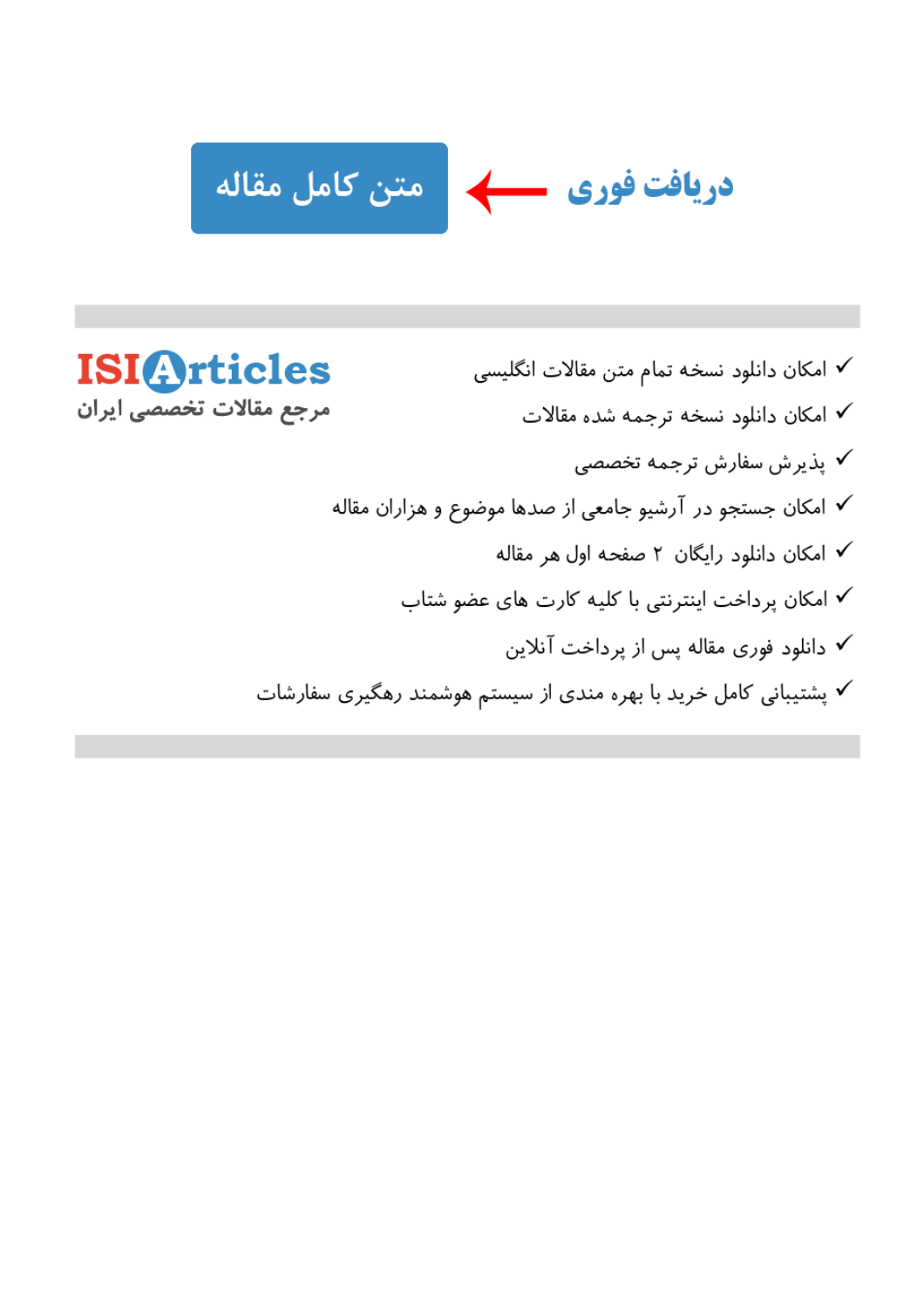دریافت فوری ← متن کامل مقاله

**ISIArticles**
مرجع مقالات تخصصی ایران

- ✓ امکان دانلود نسخه تمام متن مقالات انگلیسی
- ✓ امکان دانلود نسخه ترجمه شده مقالات
- ✓ پذیرش سفارش ترجمه تخصصی
- ✓ امکان جستجو در آرشیو جامعی از صدها موضوع و هزاران مقاله
- ✓ امکان دانلود رایگان ۲ صفحه اول هر مقاله
- ✓ امکان پرداخت اینترنتی با کلیه کارت های عضو شتاب
- ✓ دانلود فوری مقاله پس از پرداخت آنلاین
- ✓ پشتیبانی کامل خرید با بهره مندی از سیستم هوشمند رهگیری سفارشات